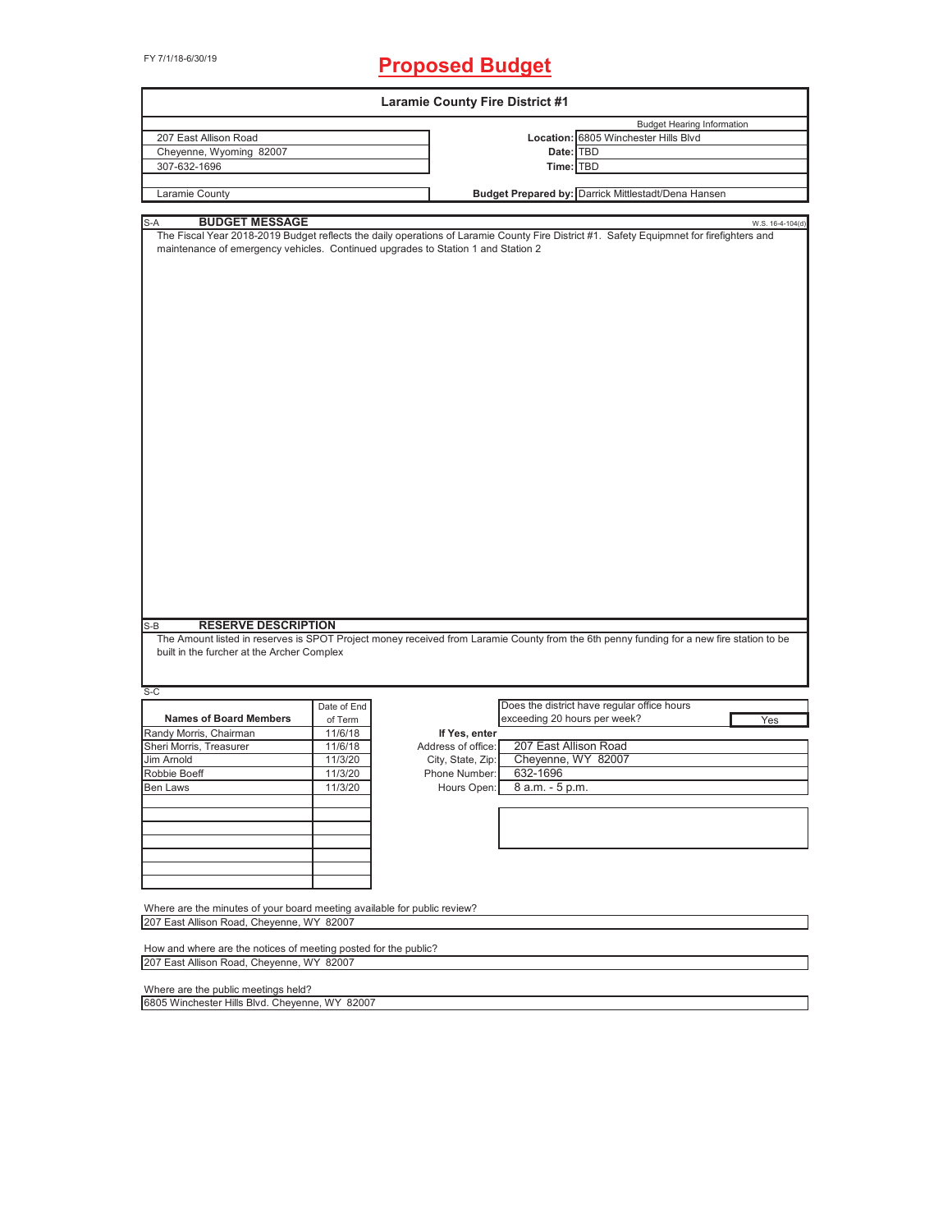FY 7/1/18-6/30/19

# Proposed Budget

## Laramie County Fire District #1

| | | |
|---|---|---|
| 207 East Allison Road | | Budget Hearing Information |
| Cheyenne, Wyoming 82007 | **Location:** | 6805 Winchester Hills Blvd |
| 307-632-1696 | **Date:** | TBD |
| | **Time:** | TBD |
| Laramie County | **Budget Prepared by:** | Darrick Mittlestadt/Dena Hansen |

S-A **BUDGET MESSAGE** W.S. 16-4-104(d)

The Fiscal Year 2018-2019 Budget reflects the daily operations of Laramie County Fire District #1. Safety Equipmnet for firefighters and maintenance of emergency vehicles. Continued upgrades to Station 1 and Station 2

S-B **RESERVE DESCRIPTION**

The Amount listed in reserves is SPOT Project money received from Laramie County from the 6th penny funding for a new fire station to be built in the furcher at the Archer Complex

S-C

| Names of Board Members | Date of End of Term |
|---|---|
| Randy Morris, Chairman | 11/6/18 |
| Sheri Morris, Treasurer | 11/6/18 |
| Jim Arnold | 11/3/20 |
| Robbie Boeff | 11/3/20 |
| Ben Laws | 11/3/20 |

Does the district have regular office hours exceeding 20 hours per week? Yes

**If Yes, enter**

| | |
|---|---|
| Address of office: | 207 East Allison Road |
| City, State, Zip: | Cheyenne, WY 82007 |
| Phone Number: | 632-1696 |
| Hours Open: | 8 a.m. - 5 p.m. |

Where are the minutes of your board meeting available for public review?
207 East Allison Road, Cheyenne, WY 82007

How and where are the notices of meeting posted for the public?
207 East Allison Road, Cheyenne, WY 82007

Where are the public meetings held?
6805 Winchester Hills Blvd. Cheyenne, WY 82007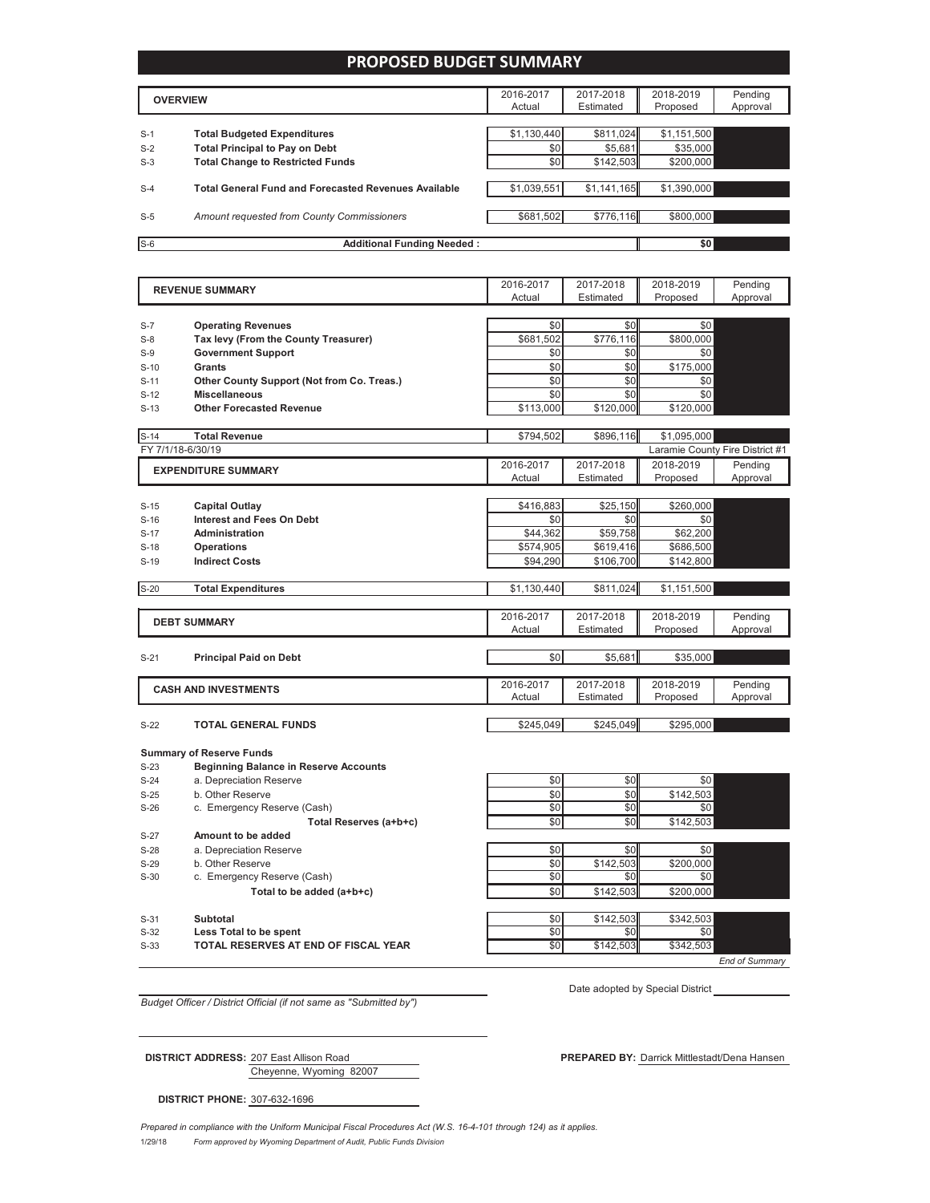# PROPOSED BUDGET SUMMARY

| | OVERVIEW | 2016-2017 Actual | 2017-2018 Estimated | 2018-2019 Proposed | Pending Approval |
|---|---|---|---|---|---|
| S-1 | **Total Budgeted Expenditures** | $1,130,440 | $811,024 | $1,151,500 | |
| S-2 | **Total Principal to Pay on Debt** | $0 | $5,681 | $35,000 | |
| S-3 | **Total Change to Restricted Funds** | $0 | $142,503 | $200,000 | |
| S-4 | **Total General Fund and Forecasted Revenues Available** | $1,039,551 | $1,141,165 | $1,390,000 | |
| S-5 | *Amount requested from County Commissioners* | $681,502 | $776,116 | $800,000 | |
| S-6 | **Additional Funding Needed :** | | | $0 | |

| | REVENUE SUMMARY | 2016-2017 Actual | 2017-2018 Estimated | 2018-2019 Proposed | Pending Approval |
|---|---|---|---|---|---|
| S-7 | **Operating Revenues** | $0 | $0 | $0 | |
| S-8 | **Tax levy (From the County Treasurer)** | $681,502 | $776,116 | $800,000 | |
| S-9 | **Government Support** | $0 | $0 | $0 | |
| S-10 | **Grants** | $0 | $0 | $175,000 | |
| S-11 | **Other County Support (Not from Co. Treas.)** | $0 | $0 | $0 | |
| S-12 | **Miscellaneous** | $0 | $0 | $0 | |
| S-13 | **Other Forecasted Revenue** | $113,000 | $120,000 | $120,000 | |
| S-14 | **Total Revenue** | $794,502 | $896,116 | $1,095,000 | |

FY 7/1/18-6/30/19 — Laramie County Fire District #1

| | EXPENDITURE SUMMARY | 2016-2017 Actual | 2017-2018 Estimated | 2018-2019 Proposed | Pending Approval |
|---|---|---|---|---|---|
| S-15 | **Capital Outlay** | $416,883 | $25,150 | $260,000 | |
| S-16 | **Interest and Fees On Debt** | $0 | $0 | $0 | |
| S-17 | **Administration** | $44,362 | $59,758 | $62,200 | |
| S-18 | **Operations** | $574,905 | $619,416 | $686,500 | |
| S-19 | **Indirect Costs** | $94,290 | $106,700 | $142,800 | |
| S-20 | **Total Expenditures** | $1,130,440 | $811,024 | $1,151,500 | |

| | DEBT SUMMARY | 2016-2017 Actual | 2017-2018 Estimated | 2018-2019 Proposed | Pending Approval |
|---|---|---|---|---|---|
| S-21 | **Principal Paid on Debt** | $0 | $5,681 | $35,000 | |

| | CASH AND INVESTMENTS | 2016-2017 Actual | 2017-2018 Estimated | 2018-2019 Proposed | Pending Approval |
|---|---|---|---|---|---|
| S-22 | **TOTAL GENERAL FUNDS** | $245,049 | $245,049 | $295,000 | |

**Summary of Reserve Funds**

| | | 2016-2017 Actual | 2017-2018 Estimated | 2018-2019 Proposed | Pending Approval |
|---|---|---|---|---|---|
| S-23 | **Beginning Balance in Reserve Accounts** | | | | |
| S-24 | a. Depreciation Reserve | $0 | $0 | $0 | |
| S-25 | b. Other Reserve | $0 | $0 | $142,503 | |
| S-26 | c. Emergency Reserve (Cash) | $0 | $0 | $0 | |
| | **Total Reserves (a+b+c)** | $0 | $0 | $142,503 | |
| S-27 | **Amount to be added** | | | | |
| S-28 | a. Depreciation Reserve | $0 | $0 | $0 | |
| S-29 | b. Other Reserve | $0 | $142,503 | $200,000 | |
| S-30 | c. Emergency Reserve (Cash) | $0 | $0 | $0 | |
| | **Total to be added (a+b+c)** | $0 | $142,503 | $200,000 | |
| S-31 | **Subtotal** | $0 | $142,503 | $342,503 | |
| S-32 | **Less Total to be spent** | $0 | $0 | $0 | |
| S-33 | **TOTAL RESERVES AT END OF FISCAL YEAR** | $0 | $142,503 | $342,503 | |

*End of Summary*

*Budget Officer / District Official (if not same as "Submitted by")*

Date adopted by Special District

**DISTRICT ADDRESS:** 207 East Allison Road
Cheyenne, Wyoming 82007

**PREPARED BY:** Darrick Mittlestadt/Dena Hansen

**DISTRICT PHONE:** 307-632-1696

*Prepared in compliance with the Uniform Municipal Fiscal Procedures Act (W.S. 16-4-101 through 124) as it applies.*

1/29/18 *Form approved by Wyoming Department of Audit, Public Funds Division*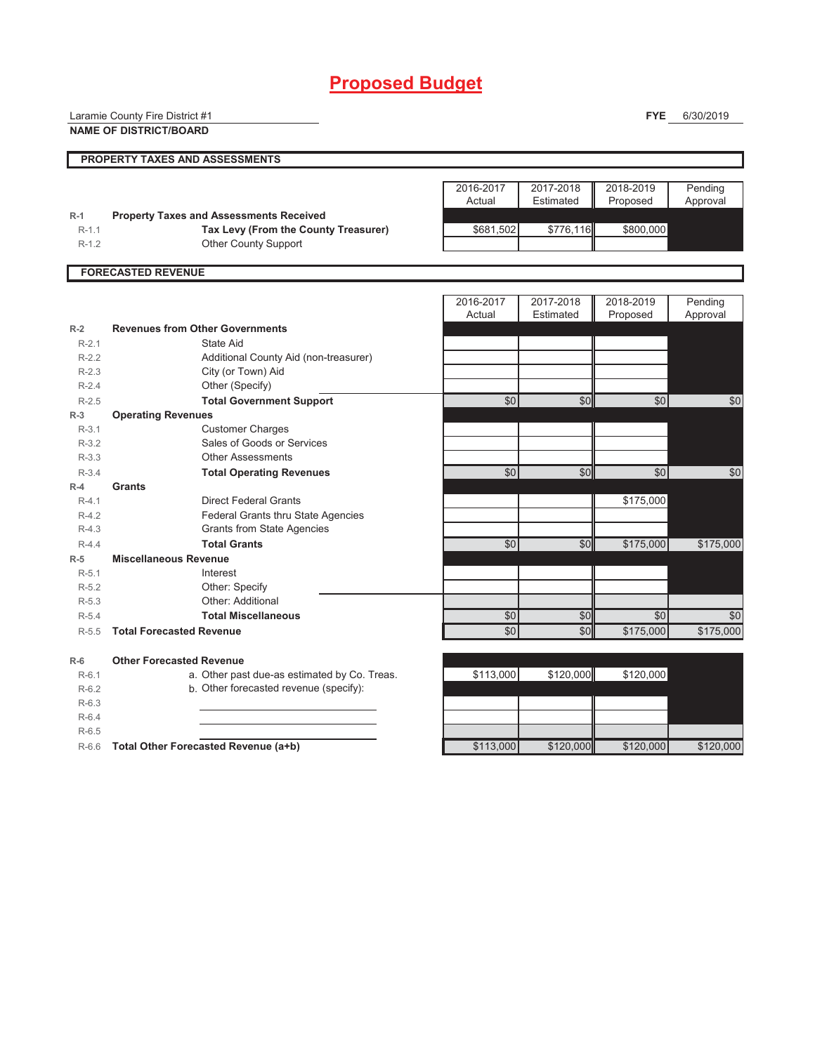# Proposed Budget

Laramie County Fire District #1
**NAME OF DISTRICT/BOARD**

**FYE** 6/30/2019

## PROPERTY TAXES AND ASSESSMENTS

| | | 2016-2017 Actual | 2017-2018 Estimated | 2018-2019 Proposed | Pending Approval |
|---|---|---|---|---|---|
| **R-1** | **Property Taxes and Assessments Received** | | | | |
| R-1.1 | **Tax Levy (From the County Treasurer)** | $681,502 | $776,116 | $800,000 | |
| R-1.2 | Other County Support | | | | |

## FORECASTED REVENUE

| | | 2016-2017 Actual | 2017-2018 Estimated | 2018-2019 Proposed | Pending Approval |
|---|---|---|---|---|---|
| **R-2** | **Revenues from Other Governments** | | | | |
| R-2.1 | State Aid | | | | |
| R-2.2 | Additional County Aid (non-treasurer) | | | | |
| R-2.3 | City (or Town) Aid | | | | |
| R-2.4 | Other (Specify) | | | | |
| R-2.5 | **Total Government Support** | $0 | $0 | $0 | $0 |
| **R-3** | **Operating Revenues** | | | | |
| R-3.1 | Customer Charges | | | | |
| R-3.2 | Sales of Goods or Services | | | | |
| R-3.3 | Other Assessments | | | | |
| R-3.4 | **Total Operating Revenues** | $0 | $0 | $0 | $0 |
| **R-4** | **Grants** | | | | |
| R-4.1 | Direct Federal Grants | | | $175,000 | |
| R-4.2 | Federal Grants thru State Agencies | | | | |
| R-4.3 | Grants from State Agencies | | | | |
| R-4.4 | **Total Grants** | $0 | $0 | $175,000 | $175,000 |
| **R-5** | **Miscellaneous Revenue** | | | | |
| R-5.1 | Interest | | | | |
| R-5.2 | Other: Specify | | | | |
| R-5.3 | Other: Additional | | | | |
| R-5.4 | **Total Miscellaneous** | $0 | $0 | $0 | $0 |
| R-5.5 | **Total Forecasted Revenue** | $0 | $0 | $175,000 | $175,000 |
| **R-6** | **Other Forecasted Revenue** | | | | |
| R-6.1 | a. Other past due-as estimated by Co. Treas. | $113,000 | $120,000 | $120,000 | |
| R-6.2 | b. Other forecasted revenue (specify): | | | | |
| R-6.3 | | | | | |
| R-6.4 | | | | | |
| R-6.5 | | | | | |
| R-6.6 | **Total Other Forecasted Revenue (a+b)** | $113,000 | $120,000 | $120,000 | $120,000 |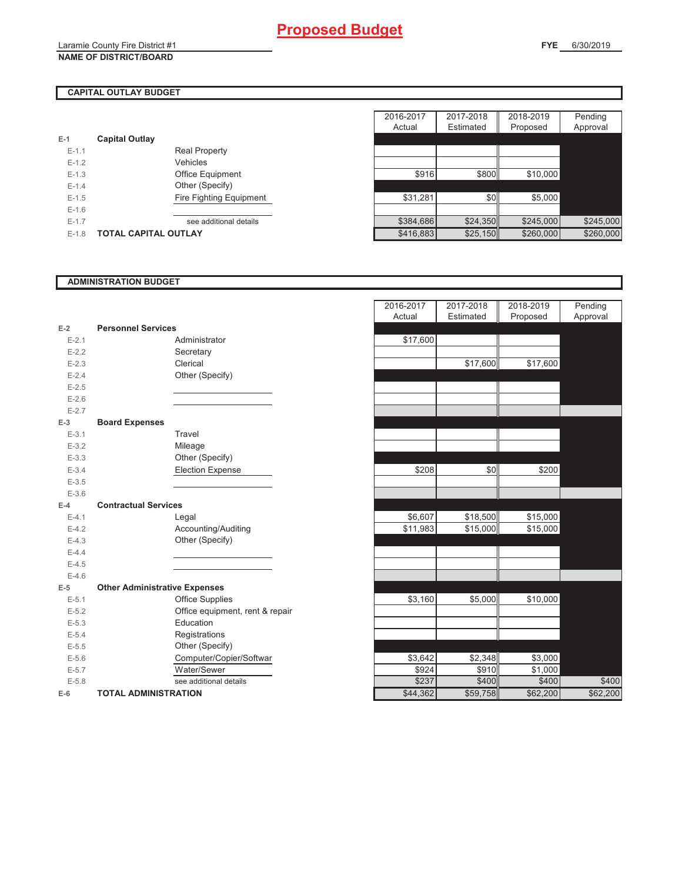# Proposed Budget

Laramie County Fire District #1
**NAME OF DISTRICT/BOARD**

**FYE** 6/30/2019

## CAPITAL OUTLAY BUDGET

| | | | 2016-2017 Actual | 2017-2018 Estimated | 2018-2019 Proposed | Pending Approval |
|---|---|---|---|---|---|---|
| E-1 | **Capital Outlay** | | | | | |
| E-1.1 | | Real Property | | | | |
| E-1.2 | | Vehicles | | | | |
| E-1.3 | | Office Equipment | $916 | $800 | $10,000 | |
| E-1.4 | | Other (Specify) | | | | |
| E-1.5 | | Fire Fighting Equipment | $31,281 | $0 | $5,000 | |
| E-1.6 | | | | | | |
| E-1.7 | | see additional details | $384,686 | $24,350 | $245,000 | $245,000 |
| E-1.8 | **TOTAL CAPITAL OUTLAY** | | $416,883 | $25,150 | $260,000 | $260,000 |

## ADMINISTRATION BUDGET

| | | | 2016-2017 Actual | 2017-2018 Estimated | 2018-2019 Proposed | Pending Approval |
|---|---|---|---|---|---|---|
| E-2 | **Personnel Services** | | | | | |
| E-2.1 | | Administrator | $17,600 | | | |
| E-2.2 | | Secretary | | | | |
| E-2.3 | | Clerical | | $17,600 | $17,600 | |
| E-2.4 | | Other (Specify) | | | | |
| E-2.5 | | | | | | |
| E-2.6 | | | | | | |
| E-2.7 | | | | | | |
| E-3 | **Board Expenses** | | | | | |
| E-3.1 | | Travel | | | | |
| E-3.2 | | Mileage | | | | |
| E-3.3 | | Other (Specify) | | | | |
| E-3.4 | | Election Expense | $208 | $0 | $200 | |
| E-3.5 | | | | | | |
| E-3.6 | | | | | | |
| E-4 | **Contractual Services** | | | | | |
| E-4.1 | | Legal | $6,607 | $18,500 | $15,000 | |
| E-4.2 | | Accounting/Auditing | $11,983 | $15,000 | $15,000 | |
| E-4.3 | | Other (Specify) | | | | |
| E-4.4 | | | | | | |
| E-4.5 | | | | | | |
| E-4.6 | | | | | | |
| E-5 | **Other Administrative Expenses** | | | | | |
| E-5.1 | | Office Supplies | $3,160 | $5,000 | $10,000 | |
| E-5.2 | | Office equipment, rent & repair | | | | |
| E-5.3 | | Education | | | | |
| E-5.4 | | Registrations | | | | |
| E-5.5 | | Other (Specify) | | | | |
| E-5.6 | | Computer/Copier/Softwar | $3,642 | $2,348 | $3,000 | |
| E-5.7 | | Water/Sewer | $924 | $910 | $1,000 | |
| E-5.8 | | see additional details | $237 | $400 | $400 | $400 |
| E-6 | **TOTAL ADMINISTRATION** | | $44,362 | $59,758 | $62,200 | $62,200 |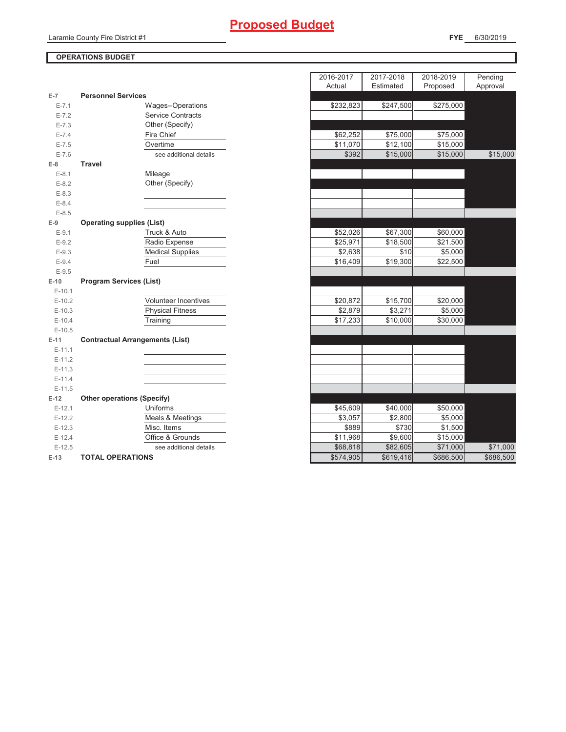# Proposed Budget

Laramie County Fire District #1

**FYE** 6/30/2019

**OPERATIONS BUDGET**

| | | | 2016-2017 Actual | 2017-2018 Estimated | 2018-2019 Proposed | Pending Approval |
|---|---|---|---|---|---|---|
| E-7 | **Personnel Services** | | | | | |
| E-7.1 | | Wages--Operations | $232,823 | $247,500 | $275,000 | |
| E-7.2 | | Service Contracts | | | | |
| E-7.3 | | Other (Specify) | | | | |
| E-7.4 | | Fire Chief | $62,252 | $75,000 | $75,000 | |
| E-7.5 | | Overtime | $11,070 | $12,100 | $15,000 | |
| E-7.6 | | see additional details | $392 | $15,000 | $15,000 | $15,000 |
| E-8 | **Travel** | | | | | |
| E-8.1 | | Mileage | | | | |
| E-8.2 | | Other (Specify) | | | | |
| E-8.3 | | | | | | |
| E-8.4 | | | | | | |
| E-8.5 | | | | | | |
| E-9 | **Operating supplies (List)** | | | | | |
| E-9.1 | | Truck & Auto | $52,026 | $67,300 | $60,000 | |
| E-9.2 | | Radio Expense | $25,971 | $18,500 | $21,500 | |
| E-9.3 | | Medical Supplies | $2,638 | $10 | $5,000 | |
| E-9.4 | | Fuel | $16,409 | $19,300 | $22,500 | |
| E-9.5 | | | | | | |
| E-10 | **Program Services (List)** | | | | | |
| E-10.1 | | | | | | |
| E-10.2 | | Volunteer Incentives | $20,872 | $15,700 | $20,000 | |
| E-10.3 | | Physical Fitness | $2,879 | $3,271 | $5,000 | |
| E-10.4 | | Training | $17,233 | $10,000 | $30,000 | |
| E-10.5 | | | | | | |
| E-11 | **Contractual Arrangements (List)** | | | | | |
| E-11.1 | | | | | | |
| E-11.2 | | | | | | |
| E-11.3 | | | | | | |
| E-11.4 | | | | | | |
| E-11.5 | | | | | | |
| E-12 | **Other operations (Specify)** | | | | | |
| E-12.1 | | Uniforms | $45,609 | $40,000 | $50,000 | |
| E-12.2 | | Meals & Meetings | $3,057 | $2,800 | $5,000 | |
| E-12.3 | | Misc. Items | $889 | $730 | $1,500 | |
| E-12.4 | | Office & Grounds | $11,968 | $9,600 | $15,000 | |
| E-12.5 | | see additional details | $68,818 | $82,605 | $71,000 | $71,000 |
| E-13 | **TOTAL OPERATIONS** | | $574,905 | $619,416 | $686,500 | $686,500 |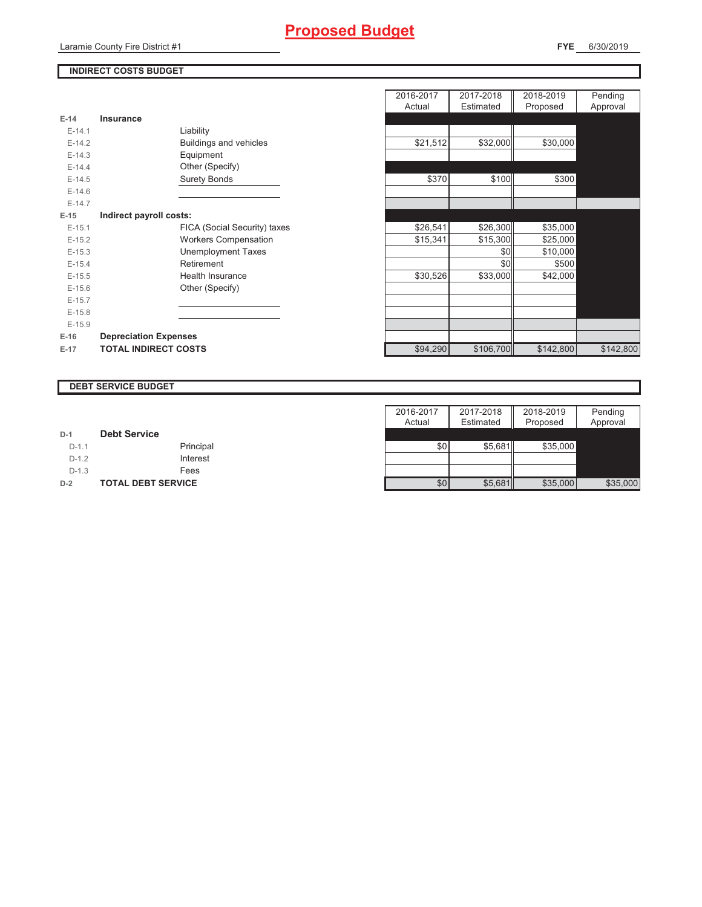# Proposed Budget

Laramie County Fire District #1

**FYE** 6/30/2019

## INDIRECT COSTS BUDGET

| | | | 2016-2017 Actual | 2017-2018 Estimated | 2018-2019 Proposed | Pending Approval |
|---|---|---|---|---|---|---|
| **E-14** | **Insurance** | | | | | |
| E-14.1 | | Liability | | | | |
| E-14.2 | | Buildings and vehicles | $21,512 | $32,000 | $30,000 | |
| E-14.3 | | Equipment | | | | |
| E-14.4 | | Other (Specify) | | | | |
| E-14.5 | | Surety Bonds | $370 | $100 | $300 | |
| E-14.6 | | | | | | |
| E-14.7 | | | | | | |
| **E-15** | **Indirect payroll costs:** | | | | | |
| E-15.1 | | FICA (Social Security) taxes | $26,541 | $26,300 | $35,000 | |
| E-15.2 | | Workers Compensation | $15,341 | $15,300 | $25,000 | |
| E-15.3 | | Unemployment Taxes | | $0 | $10,000 | |
| E-15.4 | | Retirement | | $0 | $500 | |
| E-15.5 | | Health Insurance | $30,526 | $33,000 | $42,000 | |
| E-15.6 | | Other (Specify) | | | | |
| E-15.7 | | | | | | |
| E-15.8 | | | | | | |
| E-15.9 | | | | | | |
| **E-16** | **Depreciation Expenses** | | | | | |
| **E-17** | **TOTAL INDIRECT COSTS** | | $94,290 | $106,700 | $142,800 | $142,800 |

## DEBT SERVICE BUDGET

| | | | 2016-2017 Actual | 2017-2018 Estimated | 2018-2019 Proposed | Pending Approval |
|---|---|---|---|---|---|---|
| **D-1** | **Debt Service** | | | | | |
| D-1.1 | | Principal | $0 | $5,681 | $35,000 | |
| D-1.2 | | Interest | | | | |
| D-1.3 | | Fees | | | | |
| **D-2** | **TOTAL DEBT SERVICE** | | $0 | $5,681 | $35,000 | $35,000 |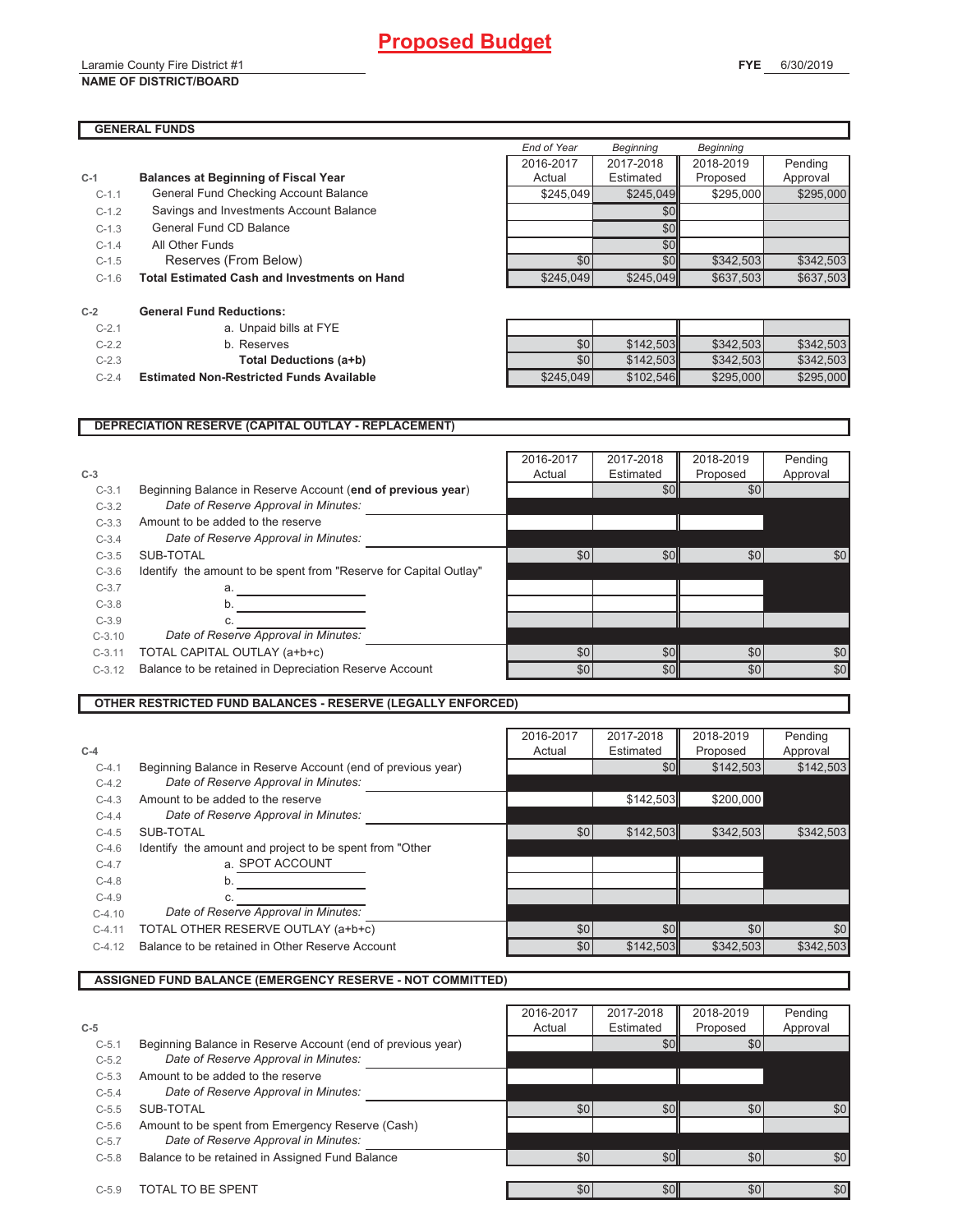# Proposed Budget

Laramie County Fire District #1
**NAME OF DISTRICT/BOARD**

**FYE** 6/30/2019

## GENERAL FUNDS

| | | End of Year 2016-2017 Actual | Beginning 2017-2018 Estimated | Beginning 2018-2019 Proposed | Pending Approval |
|---|---|---|---|---|---|
| **C-1** | **Balances at Beginning of Fiscal Year** | | | | |
| C-1.1 | General Fund Checking Account Balance | $245,049 | $245,049 | $295,000 | $295,000 |
| C-1.2 | Savings and Investments Account Balance | | $0 | | |
| C-1.3 | General Fund CD Balance | | $0 | | |
| C-1.4 | All Other Funds | | $0 | | |
| C-1.5 | Reserves (From Below) | $0 | $0 | $342,503 | $342,503 |
| C-1.6 | **Total Estimated Cash and Investments on Hand** | $245,049 | $245,049 | $637,503 | $637,503 |
| **C-2** | **General Fund Reductions:** | | | | |
| C-2.1 | a. Unpaid bills at FYE | | | | |
| C-2.2 | b. Reserves | $0 | $142,503 | $342,503 | $342,503 |
| C-2.3 | **Total Deductions (a+b)** | $0 | $142,503 | $342,503 | $342,503 |
| C-2.4 | **Estimated Non-Restricted Funds Available** | $245,049 | $102,546 | $295,000 | $295,000 |

## DEPRECIATION RESERVE (CAPITAL OUTLAY - REPLACEMENT)

| **C-3** | | 2016-2017 Actual | 2017-2018 Estimated | 2018-2019 Proposed | Pending Approval |
|---|---|---|---|---|---|
| C-3.1 | Beginning Balance in Reserve Account (**end of previous year**) | | $0 | $0 | |
| C-3.2 | *Date of Reserve Approval in Minutes:* | | | | |
| C-3.3 | Amount to be added to the reserve | | | | |
| C-3.4 | *Date of Reserve Approval in Minutes:* | | | | |
| C-3.5 | SUB-TOTAL | $0 | $0 | $0 | $0 |
| C-3.6 | Identify the amount to be spent from "Reserve for Capital Outlay" | | | | |
| C-3.7 | a. | | | | |
| C-3.8 | b. | | | | |
| C-3.9 | c. | | | | |
| C-3.10 | *Date of Reserve Approval in Minutes:* | | | | |
| C-3.11 | TOTAL CAPITAL OUTLAY (a+b+c) | $0 | $0 | $0 | $0 |
| C-3.12 | Balance to be retained in Depreciation Reserve Account | $0 | $0 | $0 | $0 |

## OTHER RESTRICTED FUND BALANCES - RESERVE (LEGALLY ENFORCED)

| **C-4** | | 2016-2017 Actual | 2017-2018 Estimated | 2018-2019 Proposed | Pending Approval |
|---|---|---|---|---|---|
| C-4.1 | Beginning Balance in Reserve Account (end of previous year) | | $0 | $142,503 | $142,503 |
| C-4.2 | *Date of Reserve Approval in Minutes:* | | | | |
| C-4.3 | Amount to be added to the reserve | | $142,503 | $200,000 | |
| C-4.4 | *Date of Reserve Approval in Minutes:* | | | | |
| C-4.5 | SUB-TOTAL | $0 | $142,503 | $342,503 | $342,503 |
| C-4.6 | Identify the amount and project to be spent from "Other | | | | |
| C-4.7 | a. SPOT ACCOUNT | | | | |
| C-4.8 | b. | | | | |
| C-4.9 | c. | | | | |
| C-4.10 | *Date of Reserve Approval in Minutes:* | | | | |
| C-4.11 | TOTAL OTHER RESERVE OUTLAY (a+b+c) | $0 | $0 | $0 | $0 |
| C-4.12 | Balance to be retained in Other Reserve Account | $0 | $142,503 | $342,503 | $342,503 |

## ASSIGNED FUND BALANCE (EMERGENCY RESERVE - NOT COMMITTED)

| **C-5** | | 2016-2017 Actual | 2017-2018 Estimated | 2018-2019 Proposed | Pending Approval |
|---|---|---|---|---|---|
| C-5.1 | Beginning Balance in Reserve Account (end of previous year) | | $0 | $0 | |
| C-5.2 | *Date of Reserve Approval in Minutes:* | | | | |
| C-5.3 | Amount to be added to the reserve | | | | |
| C-5.4 | *Date of Reserve Approval in Minutes:* | | | | |
| C-5.5 | SUB-TOTAL | $0 | $0 | $0 | $0 |
| C-5.6 | Amount to be spent from Emergency Reserve (Cash) | | | | |
| C-5.7 | *Date of Reserve Approval in Minutes:* | | | | |
| C-5.8 | Balance to be retained in Assigned Fund Balance | $0 | $0 | $0 | $0 |
| C-5.9 | TOTAL TO BE SPENT | $0 | $0 | $0 | $0 |